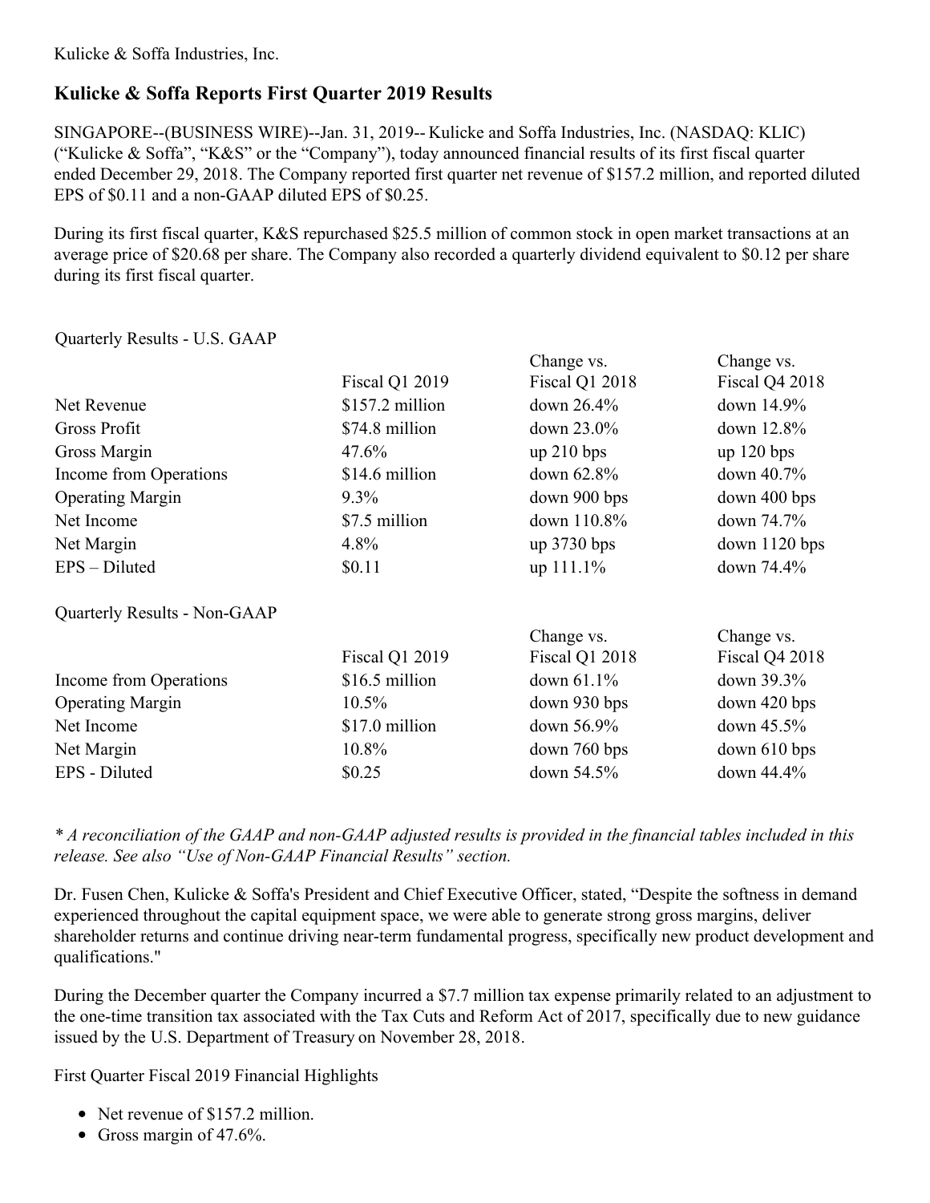Kulicke & Soffa Industries, Inc.

## Kulicke & Soffa Reports First Quarter 2019 Results

SINGAPORE--(BUSINESS WIRE)--Jan. 31, 2019-- Kulicke and Soffa Industries, Inc. (NASDAQ: KLIC) ("Kulicke & Soffa", "K&S" or the "Company"), today announced financial results of its first fiscal quarter ended December 29, 2018. The Company reported first quarter net revenue of $157.2 million, and reported diluted EPS of $0.11 and a non-GAAP diluted EPS of $0.25.

During its first fiscal quarter, K&S repurchased $25.5 million of common stock in open market transactions at an average price of $20.68 per share. The Company also recorded a quarterly dividend equivalent to $0.12 per share during its first fiscal quarter.

Quarterly Results - U.S. GAAP

| | Fiscal Q1 2019 | Change vs. Fiscal Q1 2018 | Change vs. Fiscal Q4 2018 |
|---|---|---|---|
| Net Revenue | $157.2 million | down 26.4% | down 14.9% |
| Gross Profit | $74.8 million | down 23.0% | down 12.8% |
| Gross Margin | 47.6% | up 210 bps | up 120 bps |
| Income from Operations | $14.6 million | down 62.8% | down 40.7% |
| Operating Margin | 9.3% | down 900 bps | down 400 bps |
| Net Income | $7.5 million | down 110.8% | down 74.7% |
| Net Margin | 4.8% | up 3730 bps | down 1120 bps |
| EPS – Diluted | $0.11 | up 111.1% | down 74.4% |

Quarterly Results - Non-GAAP

| | Fiscal Q1 2019 | Change vs. Fiscal Q1 2018 | Change vs. Fiscal Q4 2018 |
|---|---|---|---|
| Income from Operations | $16.5 million | down 61.1% | down 39.3% |
| Operating Margin | 10.5% | down 930 bps | down 420 bps |
| Net Income | $17.0 million | down 56.9% | down 45.5% |
| Net Margin | 10.8% | down 760 bps | down 610 bps |
| EPS - Diluted | $0.25 | down 54.5% | down 44.4% |

*\* A reconciliation of the GAAP and non-GAAP adjusted results is provided in the financial tables included in this release. See also "Use of Non-GAAP Financial Results" section.*

Dr. Fusen Chen, Kulicke & Soffa's President and Chief Executive Officer, stated, "Despite the softness in demand experienced throughout the capital equipment space, we were able to generate strong gross margins, deliver shareholder returns and continue driving near-term fundamental progress, specifically new product development and qualifications."

During the December quarter the Company incurred a $7.7 million tax expense primarily related to an adjustment to the one-time transition tax associated with the Tax Cuts and Reform Act of 2017, specifically due to new guidance issued by the U.S. Department of Treasury on November 28, 2018.

First Quarter Fiscal 2019 Financial Highlights

- Net revenue of $157.2 million.
- Gross margin of 47.6%.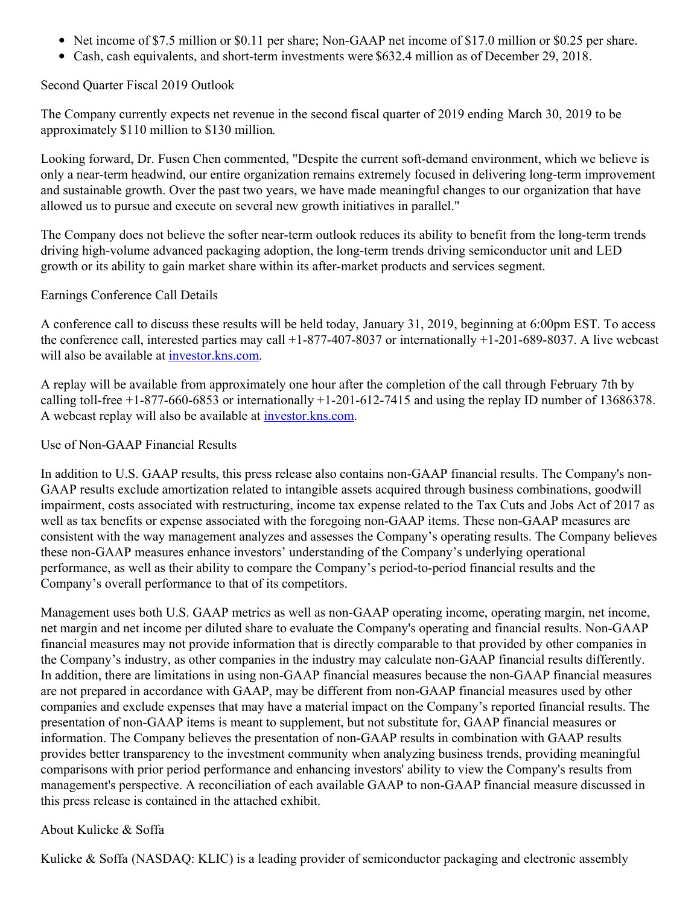- Net income of $7.5 million or $0.11 per share; Non-GAAP net income of $17.0 million or $0.25 per share.
- Cash, cash equivalents, and short-term investments were $632.4 million as of December 29, 2018.

Second Quarter Fiscal 2019 Outlook

The Company currently expects net revenue in the second fiscal quarter of 2019 ending March 30, 2019 to be approximately $110 million to $130 million.

Looking forward, Dr. Fusen Chen commented, "Despite the current soft-demand environment, which we believe is only a near-term headwind, our entire organization remains extremely focused in delivering long-term improvement and sustainable growth. Over the past two years, we have made meaningful changes to our organization that have allowed us to pursue and execute on several new growth initiatives in parallel."

The Company does not believe the softer near-term outlook reduces its ability to benefit from the long-term trends driving high-volume advanced packaging adoption, the long-term trends driving semiconductor unit and LED growth or its ability to gain market share within its after-market products and services segment.

Earnings Conference Call Details

A conference call to discuss these results will be held today, January 31, 2019, beginning at 6:00pm EST. To access the conference call, interested parties may call +1-877-407-8037 or internationally +1-201-689-8037. A live webcast will also be available at investor.kns.com.

A replay will be available from approximately one hour after the completion of the call through February 7th by calling toll-free +1-877-660-6853 or internationally +1-201-612-7415 and using the replay ID number of 13686378. A webcast replay will also be available at investor.kns.com.

Use of Non-GAAP Financial Results

In addition to U.S. GAAP results, this press release also contains non-GAAP financial results. The Company's non-GAAP results exclude amortization related to intangible assets acquired through business combinations, goodwill impairment, costs associated with restructuring, income tax expense related to the Tax Cuts and Jobs Act of 2017 as well as tax benefits or expense associated with the foregoing non-GAAP items. These non-GAAP measures are consistent with the way management analyzes and assesses the Company's operating results. The Company believes these non-GAAP measures enhance investors' understanding of the Company's underlying operational performance, as well as their ability to compare the Company's period-to-period financial results and the Company's overall performance to that of its competitors.

Management uses both U.S. GAAP metrics as well as non-GAAP operating income, operating margin, net income, net margin and net income per diluted share to evaluate the Company's operating and financial results. Non-GAAP financial measures may not provide information that is directly comparable to that provided by other companies in the Company's industry, as other companies in the industry may calculate non-GAAP financial results differently. In addition, there are limitations in using non-GAAP financial measures because the non-GAAP financial measures are not prepared in accordance with GAAP, may be different from non-GAAP financial measures used by other companies and exclude expenses that may have a material impact on the Company's reported financial results. The presentation of non-GAAP items is meant to supplement, but not substitute for, GAAP financial measures or information. The Company believes the presentation of non-GAAP results in combination with GAAP results provides better transparency to the investment community when analyzing business trends, providing meaningful comparisons with prior period performance and enhancing investors' ability to view the Company's results from management's perspective. A reconciliation of each available GAAP to non-GAAP financial measure discussed in this press release is contained in the attached exhibit.

About Kulicke & Soffa

Kulicke & Soffa (NASDAQ: KLIC) is a leading provider of semiconductor packaging and electronic assembly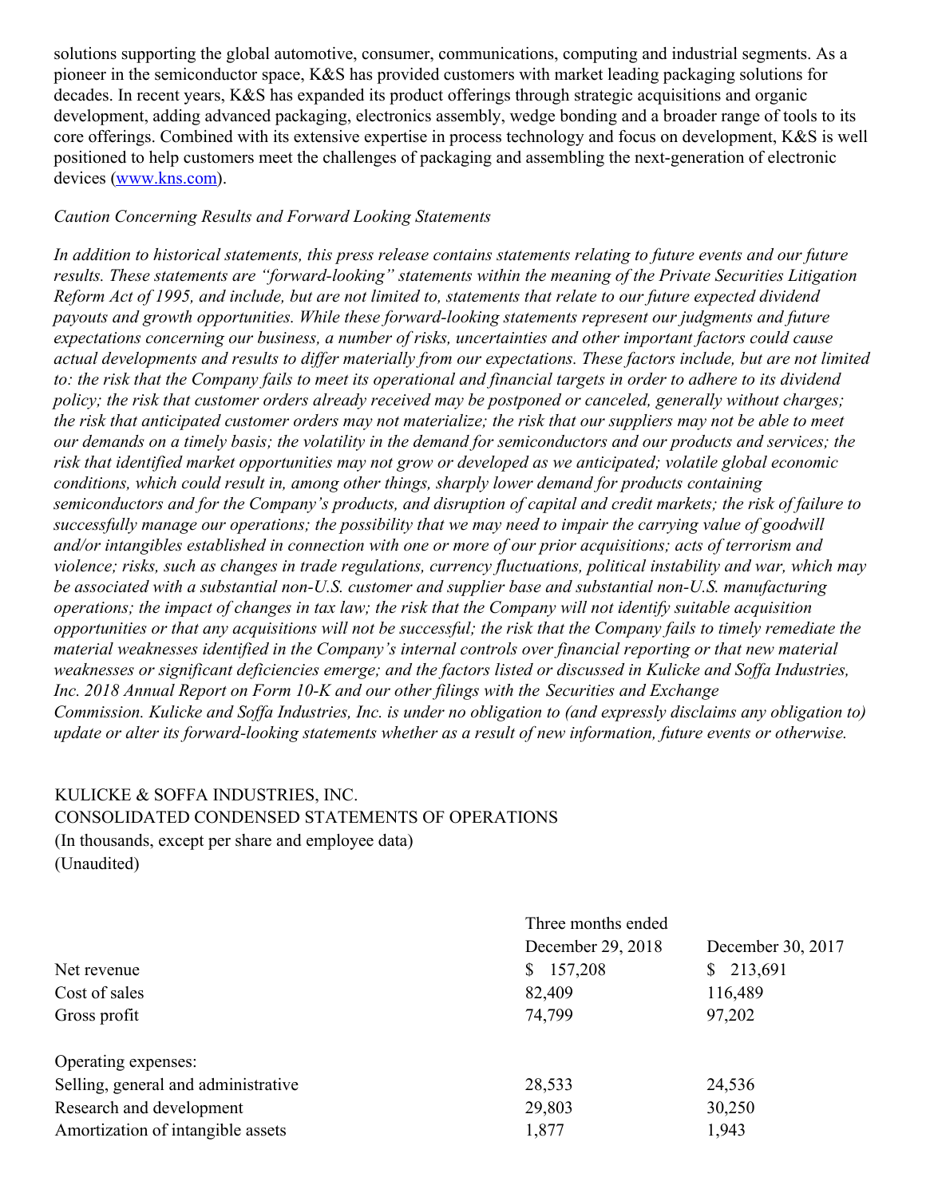solutions supporting the global automotive, consumer, communications, computing and industrial segments. As a pioneer in the semiconductor space, K&S has provided customers with market leading packaging solutions for decades. In recent years, K&S has expanded its product offerings through strategic acquisitions and organic development, adding advanced packaging, electronics assembly, wedge bonding and a broader range of tools to its core offerings. Combined with its extensive expertise in process technology and focus on development, K&S is well positioned to help customers meet the challenges of packaging and assembling the next-generation of electronic devices (www.kns.com).

*Caution Concerning Results and Forward Looking Statements*

*In addition to historical statements, this press release contains statements relating to future events and our future results. These statements are "forward-looking" statements within the meaning of the Private Securities Litigation Reform Act of 1995, and include, but are not limited to, statements that relate to our future expected dividend payouts and growth opportunities. While these forward-looking statements represent our judgments and future expectations concerning our business, a number of risks, uncertainties and other important factors could cause actual developments and results to differ materially from our expectations. These factors include, but are not limited to: the risk that the Company fails to meet its operational and financial targets in order to adhere to its dividend policy; the risk that customer orders already received may be postponed or canceled, generally without charges; the risk that anticipated customer orders may not materialize; the risk that our suppliers may not be able to meet our demands on a timely basis; the volatility in the demand for semiconductors and our products and services; the risk that identified market opportunities may not grow or developed as we anticipated; volatile global economic conditions, which could result in, among other things, sharply lower demand for products containing semiconductors and for the Company's products, and disruption of capital and credit markets; the risk of failure to successfully manage our operations; the possibility that we may need to impair the carrying value of goodwill and/or intangibles established in connection with one or more of our prior acquisitions; acts of terrorism and violence; risks, such as changes in trade regulations, currency fluctuations, political instability and war, which may be associated with a substantial non-U.S. customer and supplier base and substantial non-U.S. manufacturing operations; the impact of changes in tax law; the risk that the Company will not identify suitable acquisition opportunities or that any acquisitions will not be successful; the risk that the Company fails to timely remediate the material weaknesses identified in the Company's internal controls over financial reporting or that new material weaknesses or significant deficiencies emerge; and the factors listed or discussed in Kulicke and Soffa Industries, Inc. 2018 Annual Report on Form 10-K and our other filings with the Securities and Exchange Commission. Kulicke and Soffa Industries, Inc. is under no obligation to (and expressly disclaims any obligation to) update or alter its forward-looking statements whether as a result of new information, future events or otherwise.*

KULICKE & SOFFA INDUSTRIES, INC.
CONSOLIDATED CONDENSED STATEMENTS OF OPERATIONS
(In thousands, except per share and employee data)
(Unaudited)

| | Three months ended | |
|---|---|---|
| | December 29, 2018 | December 30, 2017 |
| Net revenue | $ 157,208 | $ 213,691 |
| Cost of sales | 82,409 | 116,489 |
| Gross profit | 74,799 | 97,202 |
| | | |
| Operating expenses: | | |
| Selling, general and administrative | 28,533 | 24,536 |
| Research and development | 29,803 | 30,250 |
| Amortization of intangible assets | 1,877 | 1,943 |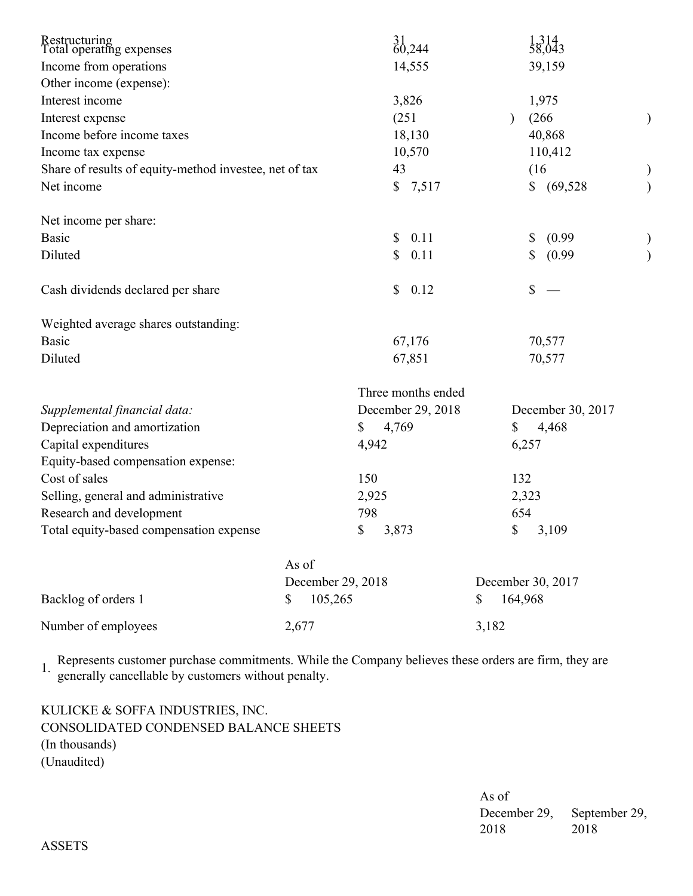| | | |
|---|---|---|
| Restructuring | 31 | 1,314 |
| Total operating expenses | 60,244 | 58,043 |
| Income from operations | 14,555 | 39,159 |
| Other income (expense): | | |
| Interest income | 3,826 | 1,975 |
| Interest expense | (251) | (266) |
| Income before income taxes | 18,130 | 40,868 |
| Income tax expense | 10,570 | 110,412 |
| Share of results of equity-method investee, net of tax | 43 | (16) |
| Net income | $ 7,517 | $ (69,528) |
| | | |
| Net income per share: | | |
| Basic | $ 0.11 | $ (0.99) |
| Diluted | $ 0.11 | $ (0.99) |
| | | |
| Cash dividends declared per share | $ 0.12 | $ — |
| | | |
| Weighted average shares outstanding: | | |
| Basic | 67,176 | 70,577 |
| Diluted | 67,851 | 70,577 |

| | Three months ended | |
|---|---|---|
| *Supplemental financial data:* | December 29, 2018 | December 30, 2017 |
| Depreciation and amortization | $ 4,769 | $ 4,468 |
| Capital expenditures | 4,942 | 6,257 |
| Equity-based compensation expense: | | |
| Cost of sales | 150 | 132 |
| Selling, general and administrative | 2,925 | 2,323 |
| Research and development | 798 | 654 |
| Total equity-based compensation expense | $ 3,873 | $ 3,109 |

| | As of | |
|---|---|---|
| | December 29, 2018 | December 30, 2017 |
| Backlog of orders 1 | $ 105,265 | $ 164,968 |
| Number of employees | 2,677 | 3,182 |

1. Represents customer purchase commitments. While the Company believes these orders are firm, they are generally cancellable by customers without penalty.

KULICKE & SOFFA INDUSTRIES, INC.
CONSOLIDATED CONDENSED BALANCE SHEETS
(In thousands)
(Unaudited)

| | As of | |
|---|---|---|
| | December 29, 2018 | September 29, 2018 |
| ASSETS | | |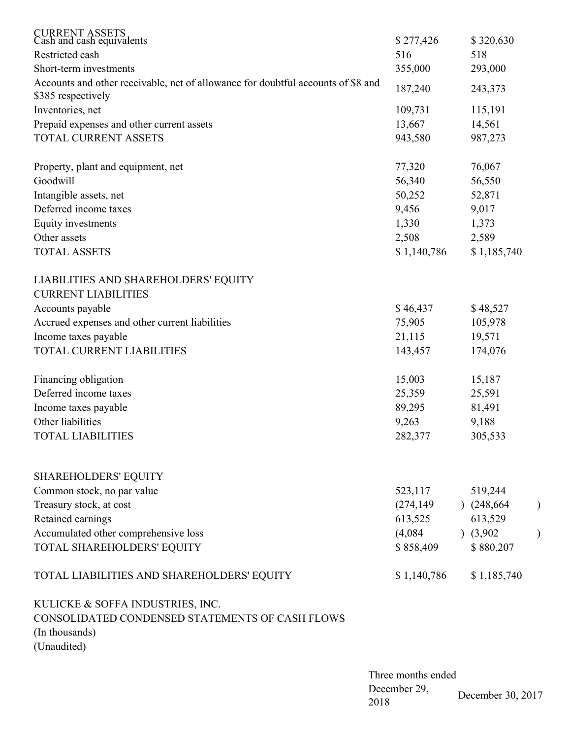| | | |
|---|---|---|
| CURRENT ASSETS | | |
| Cash and cash equivalents | $ 277,426 | $ 320,630 |
| Restricted cash | 516 | 518 |
| Short-term investments | 355,000 | 293,000 |
| Accounts and other receivable, net of allowance for doubtful accounts of $8 and $385 respectively | 187,240 | 243,373 |
| Inventories, net | 109,731 | 115,191 |
| Prepaid expenses and other current assets | 13,667 | 14,561 |
| TOTAL CURRENT ASSETS | 943,580 | 987,273 |
| | | |
| Property, plant and equipment, net | 77,320 | 76,067 |
| Goodwill | 56,340 | 56,550 |
| Intangible assets, net | 50,252 | 52,871 |
| Deferred income taxes | 9,456 | 9,017 |
| Equity investments | 1,330 | 1,373 |
| Other assets | 2,508 | 2,589 |
| TOTAL ASSETS | $ 1,140,786 | $ 1,185,740 |
| | | |
| LIABILITIES AND SHAREHOLDERS' EQUITY | | |
| CURRENT LIABILITIES | | |
| Accounts payable | $ 46,437 | $ 48,527 |
| Accrued expenses and other current liabilities | 75,905 | 105,978 |
| Income taxes payable | 21,115 | 19,571 |
| TOTAL CURRENT LIABILITIES | 143,457 | 174,076 |
| | | |
| Financing obligation | 15,003 | 15,187 |
| Deferred income taxes | 25,359 | 25,591 |
| Income taxes payable | 89,295 | 81,491 |
| Other liabilities | 9,263 | 9,188 |
| TOTAL LIABILITIES | 282,377 | 305,533 |
| | | |
| SHAREHOLDERS' EQUITY | | |
| Common stock, no par value | 523,117 | 519,244 |
| Treasury stock, at cost | (274,149) | (248,664) |
| Retained earnings | 613,525 | 613,529 |
| Accumulated other comprehensive loss | (4,084) | (3,902) |
| TOTAL SHAREHOLDERS' EQUITY | $ 858,409 | $ 880,207 |
| | | |
| TOTAL LIABILITIES AND SHAREHOLDERS' EQUITY | $ 1,140,786 | $ 1,185,740 |

KULICKE & SOFFA INDUSTRIES, INC.
CONSOLIDATED CONDENSED STATEMENTS OF CASH FLOWS
(In thousands)
(Unaudited)

| | Three months ended | |
|---|---|---|
| | December 29, 2018 | December 30, 2017 |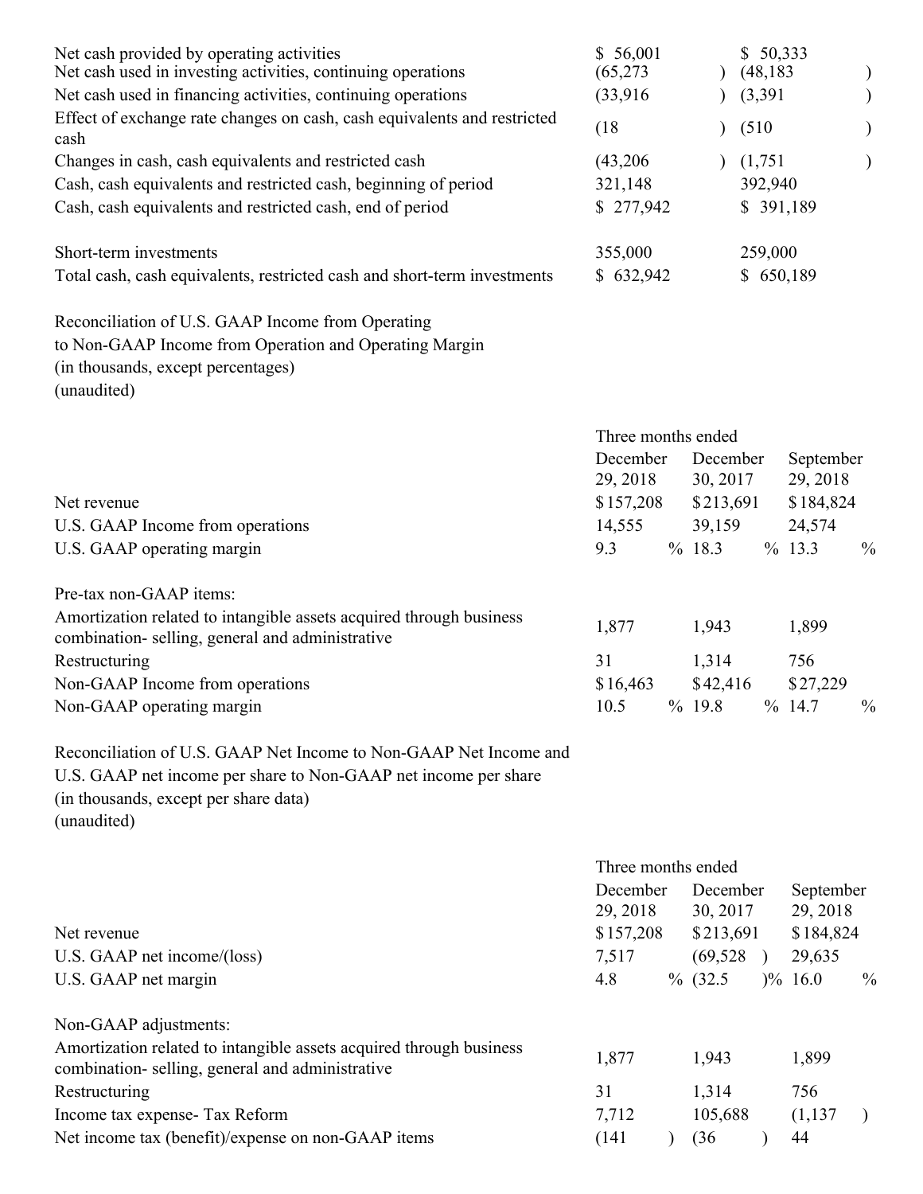| | | |
|---|---|---|
| Net cash provided by operating activities | $ 56,001 | $ 50,333 |
| Net cash used in investing activities, continuing operations | (65,273) | (48,183) |
| Net cash used in financing activities, continuing operations | (33,916) | (3,391) |
| Effect of exchange rate changes on cash, cash equivalents and restricted cash | (18) | (510) |
| Changes in cash, cash equivalents and restricted cash | (43,206) | (1,751) |
| Cash, cash equivalents and restricted cash, beginning of period | 321,148 | 392,940 |
| Cash, cash equivalents and restricted cash, end of period | $ 277,942 | $ 391,189 |
| | | |
| Short-term investments | 355,000 | 259,000 |
| Total cash, cash equivalents, restricted cash and short-term investments | $ 632,942 | $ 650,189 |

Reconciliation of U.S. GAAP Income from Operating
to Non-GAAP Income from Operation and Operating Margin
(in thousands, except percentages)
(unaudited)

| | Three months ended | | |
|---|---|---|---|
| | December 29, 2018 | December 30, 2017 | September 29, 2018 |
| Net revenue | $157,208 | $213,691 | $184,824 |
| U.S. GAAP Income from operations | 14,555 | 39,159 | 24,574 |
| U.S. GAAP operating margin | 9.3 % | 18.3 % | 13.3 % |
| | | | |
| Pre-tax non-GAAP items: | | | |
| Amortization related to intangible assets acquired through business combination- selling, general and administrative | 1,877 | 1,943 | 1,899 |
| Restructuring | 31 | 1,314 | 756 |
| Non-GAAP Income from operations | $16,463 | $42,416 | $27,229 |
| Non-GAAP operating margin | 10.5 % | 19.8 % | 14.7 % |

Reconciliation of U.S. GAAP Net Income to Non-GAAP Net Income and
U.S. GAAP net income per share to Non-GAAP net income per share
(in thousands, except per share data)
(unaudited)

| | Three months ended | | |
|---|---|---|---|
| | December 29, 2018 | December 30, 2017 | September 29, 2018 |
| Net revenue | $157,208 | $213,691 | $184,824 |
| U.S. GAAP net income/(loss) | 7,517 | (69,528) | 29,635 |
| U.S. GAAP net margin | 4.8 % | (32.5)% | 16.0 % |
| | | | |
| Non-GAAP adjustments: | | | |
| Amortization related to intangible assets acquired through business combination- selling, general and administrative | 1,877 | 1,943 | 1,899 |
| Restructuring | 31 | 1,314 | 756 |
| Income tax expense- Tax Reform | 7,712 | 105,688 | (1,137) |
| Net income tax (benefit)/expense on non-GAAP items | (141) | (36) | 44 |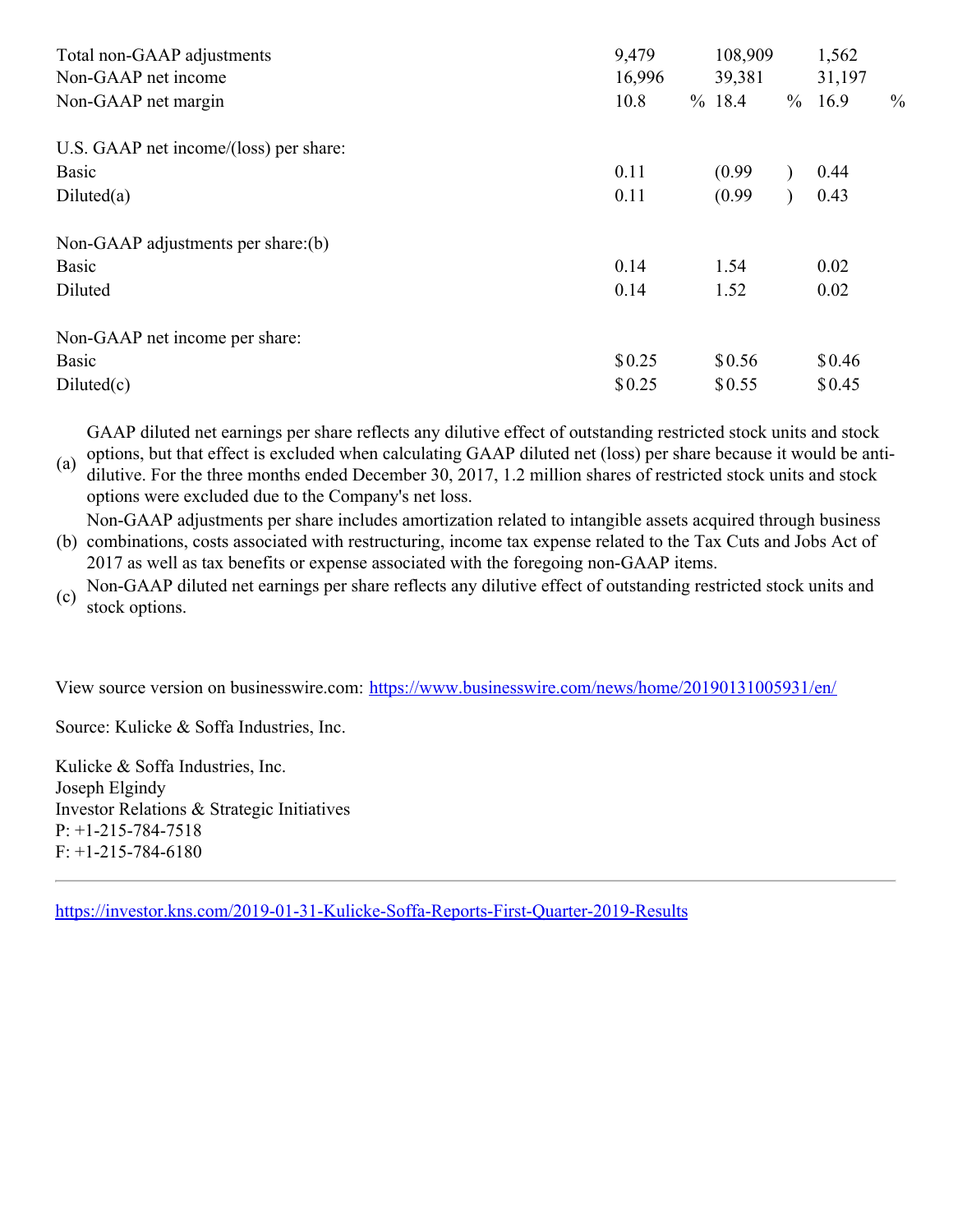| | | | |
|---|---|---|---|
| Total non-GAAP adjustments | 9,479 | 108,909 | 1,562 |
| Non-GAAP net income | 16,996 | 39,381 | 31,197 |
| Non-GAAP net margin | 10.8 % | 18.4 % | 16.9 % |
| | | | |
| U.S. GAAP net income/(loss) per share: | | | |
| Basic | 0.11 | (0.99) | 0.44 |
| Diluted(a) | 0.11 | (0.99) | 0.43 |
| | | | |
| Non-GAAP adjustments per share:(b) | | | |
| Basic | 0.14 | 1.54 | 0.02 |
| Diluted | 0.14 | 1.52 | 0.02 |
| | | | |
| Non-GAAP net income per share: | | | |
| Basic | $0.25 | $0.56 | $0.46 |
| Diluted(c) | $0.25 | $0.55 | $0.45 |

(a) GAAP diluted net earnings per share reflects any dilutive effect of outstanding restricted stock units and stock options, but that effect is excluded when calculating GAAP diluted net (loss) per share because it would be anti-dilutive. For the three months ended December 30, 2017, 1.2 million shares of restricted stock units and stock options were excluded due to the Company's net loss.

(b) Non-GAAP adjustments per share includes amortization related to intangible assets acquired through business combinations, costs associated with restructuring, income tax expense related to the Tax Cuts and Jobs Act of 2017 as well as tax benefits or expense associated with the foregoing non-GAAP items.

(c) Non-GAAP diluted net earnings per share reflects any dilutive effect of outstanding restricted stock units and stock options.

View source version on businesswire.com: https://www.businesswire.com/news/home/20190131005931/en/

Source: Kulicke & Soffa Industries, Inc.

Kulicke & Soffa Industries, Inc.
Joseph Elgindy
Investor Relations & Strategic Initiatives
P: +1-215-784-7518
F: +1-215-784-6180

---

https://investor.kns.com/2019-01-31-Kulicke-Soffa-Reports-First-Quarter-2019-Results